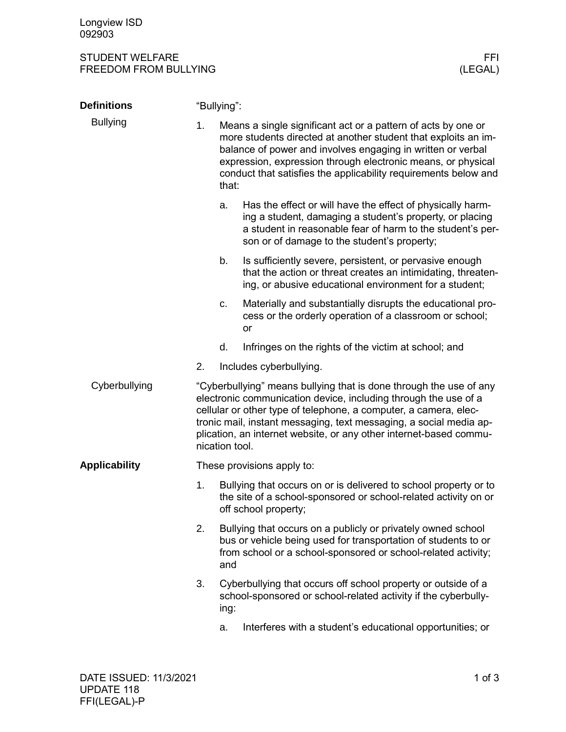Longview ISD
092903

STUDENT WELFARE
FREEDOM FROM BULLYING

FFI
(LEGAL)

## Definitions

### Bullying

"Bullying":

1. Means a single significant act or a pattern of acts by one or more students directed at another student that exploits an imbalance of power and involves engaging in written or verbal expression, expression through electronic means, or physical conduct that satisfies the applicability requirements below and that:
   a. Has the effect or will have the effect of physically harming a student, damaging a student's property, or placing a student in reasonable fear of harm to the student's person or of damage to the student's property;
   b. Is sufficiently severe, persistent, or pervasive enough that the action or threat creates an intimidating, threatening, or abusive educational environment for a student;
   c. Materially and substantially disrupts the educational process or the orderly operation of a classroom or school; or
   d. Infringes on the rights of the victim at school; and
2. Includes cyberbullying.

### Cyberbullying

"Cyberbullying" means bullying that is done through the use of any electronic communication device, including through the use of a cellular or other type of telephone, a computer, a camera, electronic mail, instant messaging, text messaging, a social media application, an internet website, or any other internet-based communication tool.

## Applicability

These provisions apply to:

1. Bullying that occurs on or is delivered to school property or to the site of a school-sponsored or school-related activity on or off school property;
2. Bullying that occurs on a publicly or privately owned school bus or vehicle being used for transportation of students to or from school or a school-sponsored or school-related activity; and
3. Cyberbullying that occurs off school property or outside of a school-sponsored or school-related activity if the cyberbullying:
   a. Interferes with a student's educational opportunities; or

DATE ISSUED: 11/3/2021
UPDATE 118
FFI(LEGAL)-P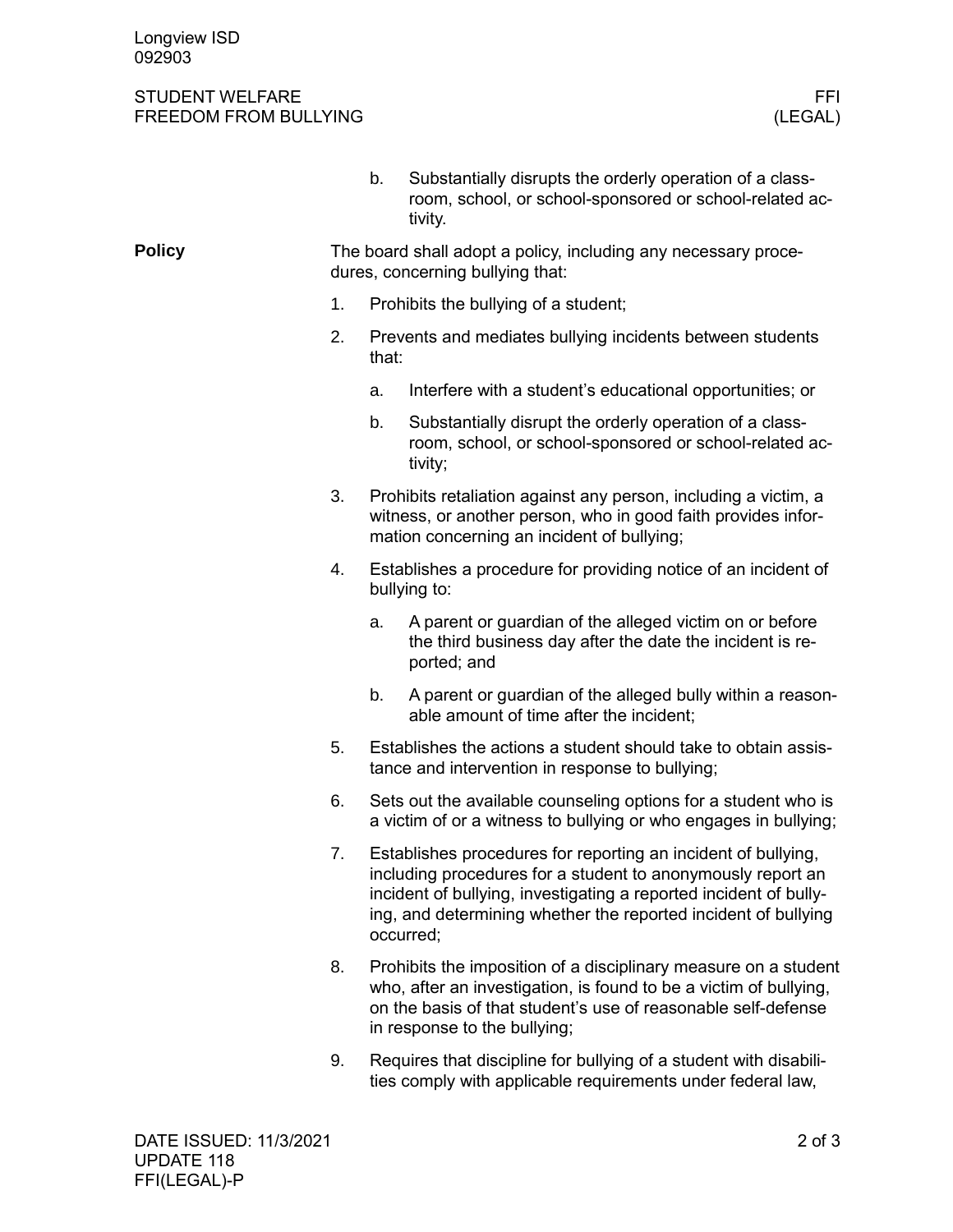b. Substantially disrupts the orderly operation of a classroom, school, or school-sponsored or school-related activity.

**Policy**

The board shall adopt a policy, including any necessary procedures, concerning bullying that:

1. Prohibits the bullying of a student;
2. Prevents and mediates bullying incidents between students that:
    a. Interfere with a student's educational opportunities; or
    b. Substantially disrupt the orderly operation of a classroom, school, or school-sponsored or school-related activity;
3. Prohibits retaliation against any person, including a victim, a witness, or another person, who in good faith provides information concerning an incident of bullying;
4. Establishes a procedure for providing notice of an incident of bullying to:
    a. A parent or guardian of the alleged victim on or before the third business day after the date the incident is reported; and
    b. A parent or guardian of the alleged bully within a reasonable amount of time after the incident;
5. Establishes the actions a student should take to obtain assistance and intervention in response to bullying;
6. Sets out the available counseling options for a student who is a victim of or a witness to bullying or who engages in bullying;
7. Establishes procedures for reporting an incident of bullying, including procedures for a student to anonymously report an incident of bullying, investigating a reported incident of bullying, and determining whether the reported incident of bullying occurred;
8. Prohibits the imposition of a disciplinary measure on a student who, after an investigation, is found to be a victim of bullying, on the basis of that student's use of reasonable self-defense in response to the bullying;
9. Requires that discipline for bullying of a student with disabilities comply with applicable requirements under federal law,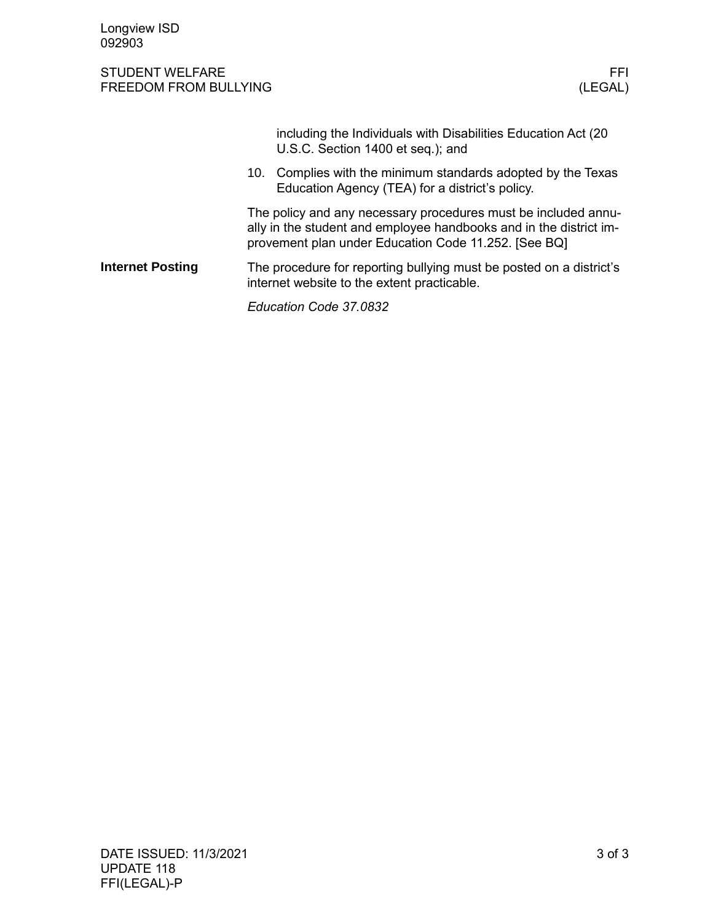including the Individuals with Disabilities Education Act (20 U.S.C. Section 1400 et seq.); and

10. Complies with the minimum standards adopted by the Texas Education Agency (TEA) for a district's policy.

The policy and any necessary procedures must be included annually in the student and employee handbooks and in the district improvement plan under Education Code 11.252. [See BQ]

**Internet Posting**

The procedure for reporting bullying must be posted on a district's internet website to the extent practicable.

*Education Code 37.0832*